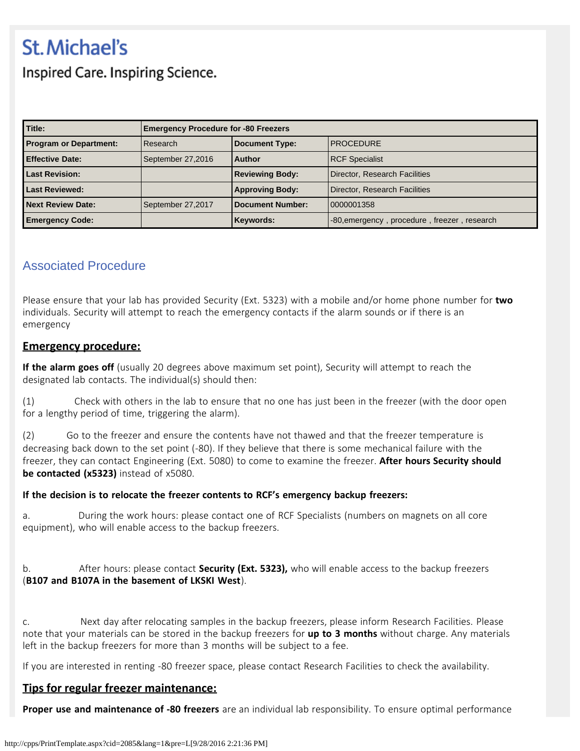# St. Michael's

Inspired Care. Inspiring Science.

| Title: | Emergency Procedure for -80 Freezers | | |
| --- | --- | --- | --- |
| Program or Department: | Research | Document Type: | PROCEDURE |
| Effective Date: | September 27,2016 | Author | RCF Specialist |
| Last Revision: | | Reviewing Body: | Director, Research Facilities |
| Last Reviewed: | | Approving Body: | Director, Research Facilities |
| Next Review Date: | September 27,2017 | Document Number: | 0000001358 |
| Emergency Code: | | Keywords: | -80,emergency , procedure , freezer , research |

## Associated Procedure

Please ensure that your lab has provided Security (Ext. 5323) with a mobile and/or home phone number for **two** individuals. Security will attempt to reach the emergency contacts if the alarm sounds or if there is an emergency

### Emergency procedure:

**If the alarm goes off** (usually 20 degrees above maximum set point), Security will attempt to reach the designated lab contacts. The individual(s) should then:

(1) Check with others in the lab to ensure that no one has just been in the freezer (with the door open for a lengthy period of time, triggering the alarm).

(2) Go to the freezer and ensure the contents have not thawed and that the freezer temperature is decreasing back down to the set point (-80). If they believe that there is some mechanical failure with the freezer, they can contact Engineering (Ext. 5080) to come to examine the freezer. **After hours Security should be contacted (x5323)** instead of x5080.

**If the decision is to relocate the freezer contents to RCF's emergency backup freezers:**

a. During the work hours: please contact one of RCF Specialists (numbers on magnets on all core equipment), who will enable access to the backup freezers.

b. After hours: please contact **Security (Ext. 5323),** who will enable access to the backup freezers (**B107 and B107A in the basement of LKSKI West**).

c. Next day after relocating samples in the backup freezers, please inform Research Facilities. Please note that your materials can be stored in the backup freezers for **up to 3 months** without charge. Any materials left in the backup freezers for more than 3 months will be subject to a fee.

If you are interested in renting -80 freezer space, please contact Research Facilities to check the availability.

### Tips for regular freezer maintenance:

**Proper use and maintenance of -80 freezers** are an individual lab responsibility. To ensure optimal performance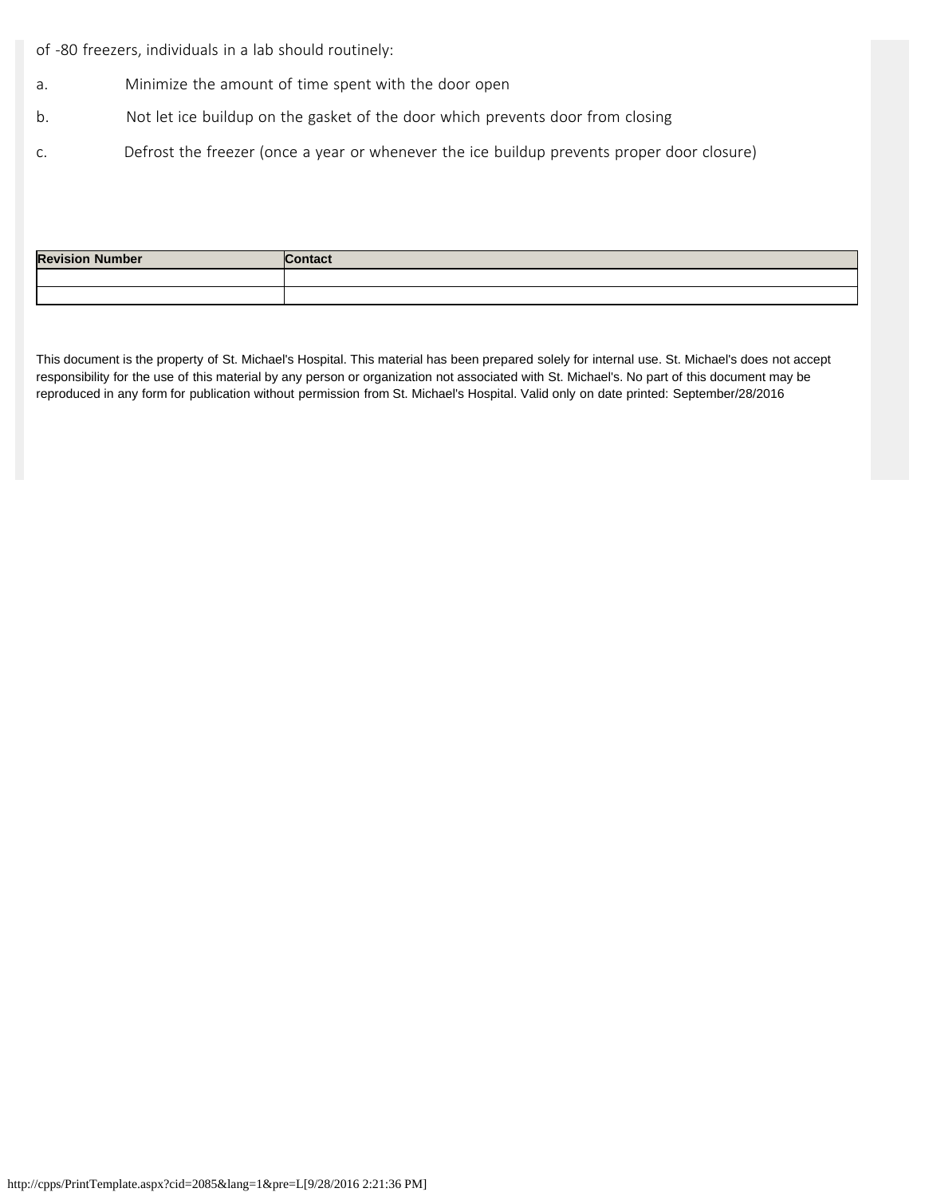of -80 freezers, individuals in a lab should routinely:

a. Minimize the amount of time spent with the door open

b. Not let ice buildup on the gasket of the door which prevents door from closing

c. Defrost the freezer (once a year or whenever the ice buildup prevents proper door closure)

| Revision Number | Contact |
| --- | --- |
| | |
| | |

This document is the property of St. Michael's Hospital. This material has been prepared solely for internal use. St. Michael's does not accept responsibility for the use of this material by any person or organization not associated with St. Michael's. No part of this document may be reproduced in any form for publication without permission from St. Michael's Hospital. Valid only on date printed: September/28/2016